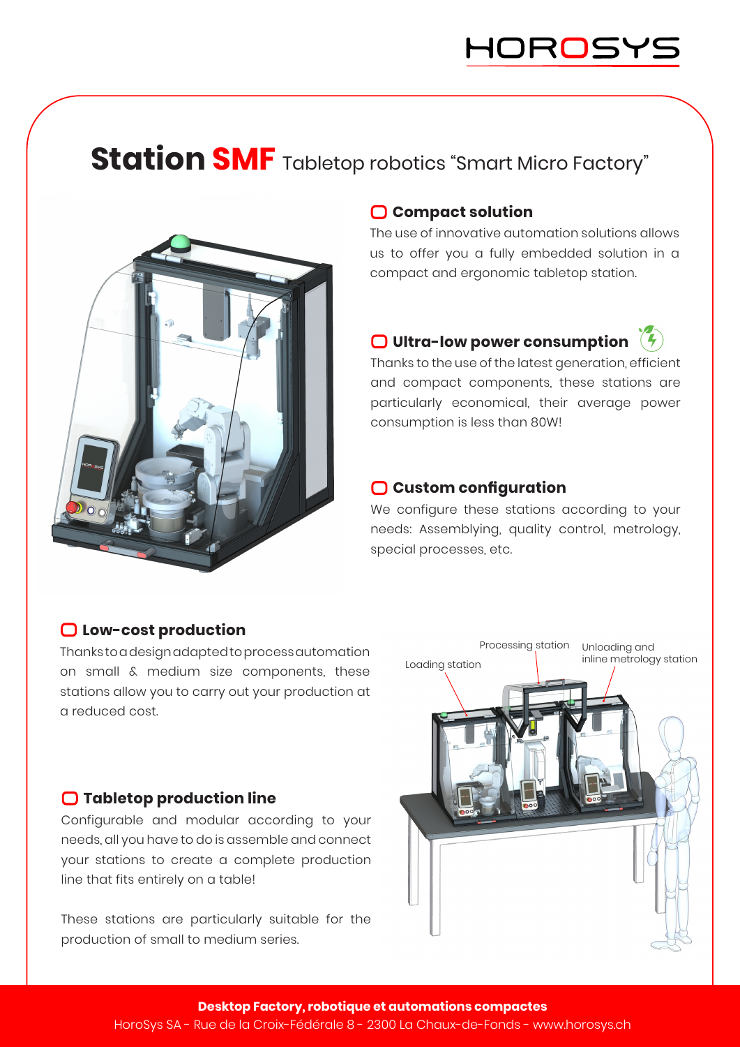# Station SMF Tabletop robotics "Smart Micro Factory"

## Compact solution

The use of innovative automation solutions allows us to offer you a fully embedded solution in a compact and ergonomic tabletop station.

## Ultra-low power consumption

Thanks to the use of the latest generation, efficient and compact components, these stations are particularly economical, their average power consumption is less than 80W!

## Custom configuration

We configure these stations according to your needs: Assemblying, quality control, metrology, special processes, etc.

## Low-cost production

Thanks to a design adapted to process automation on small & medium size components, these stations allow you to carry out your production at a reduced cost.

## Tabletop production line

Configurable and modular according to your needs, all you have to do is assemble and connect your stations to create a complete production line that fits entirely on a table!

These stations are particularly suitable for the production of small to medium series.

Loading station

Processing station

Unloading and inline metrology station

**Desktop Factory, robotique et automations compactes**

HoroSys SA - Rue de la Croix-Fédérale 8 - 2300 La Chaux-de-Fonds - www.horosys.ch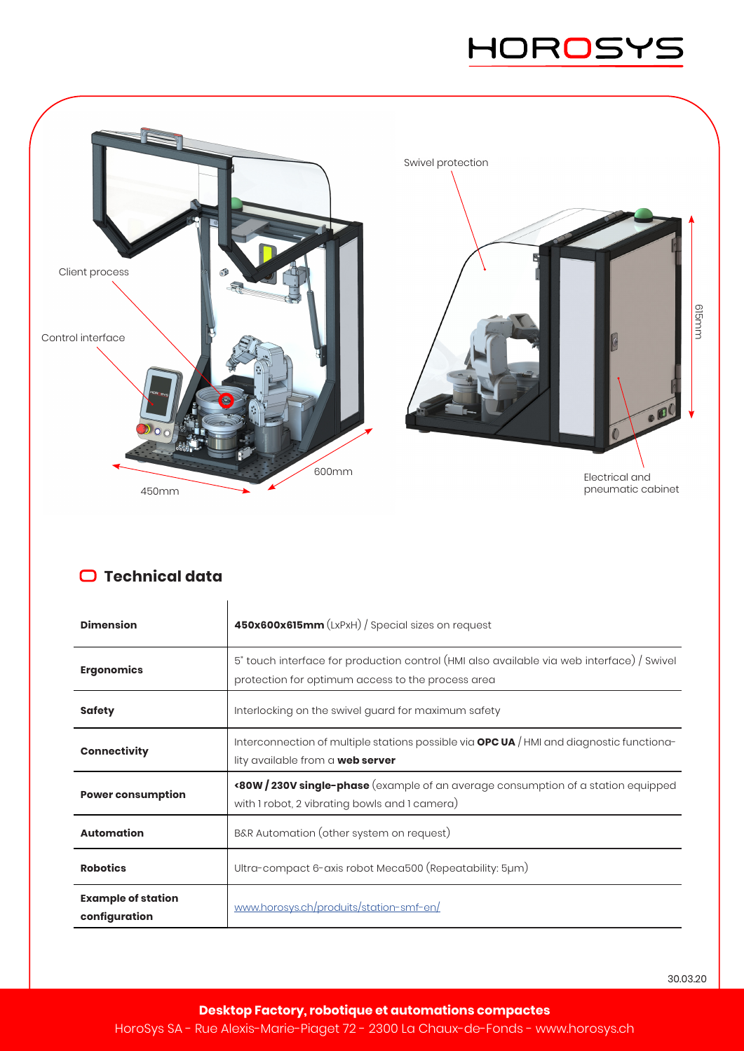HOROSYS

Swivel protection

Client process

Control interface

615mm

600mm

450mm

Electrical and pneumatic cabinet

## Technical data

| | |
|---|---|
| **Dimension** | **450x600x615mm** (LxPxH) / Special sizes on request |
| **Ergonomics** | 5" touch interface for production control (HMI also available via web interface) / Swivel protection for optimum access to the process area |
| **Safety** | Interlocking on the swivel guard for maximum safety |
| **Connectivity** | Interconnection of multiple stations possible via **OPC UA** / HMI and diagnostic functionality available from a **web server** |
| **Power consumption** | **<80W / 230V single-phase** (example of an average consumption of a station equipped with 1 robot, 2 vibrating bowls and 1 camera) |
| **Automation** | B&R Automation (other system on request) |
| **Robotics** | Ultra-compact 6-axis robot Meca500 (Repeatability: 5µm) |
| **Example of station configuration** | www.horosys.ch/produits/station-smf-en/ |

30.03.20

**Desktop Factory, robotique et automations compactes**

HoroSys SA - Rue Alexis-Marie-Piaget 72 - 2300 La Chaux-de-Fonds - www.horosys.ch